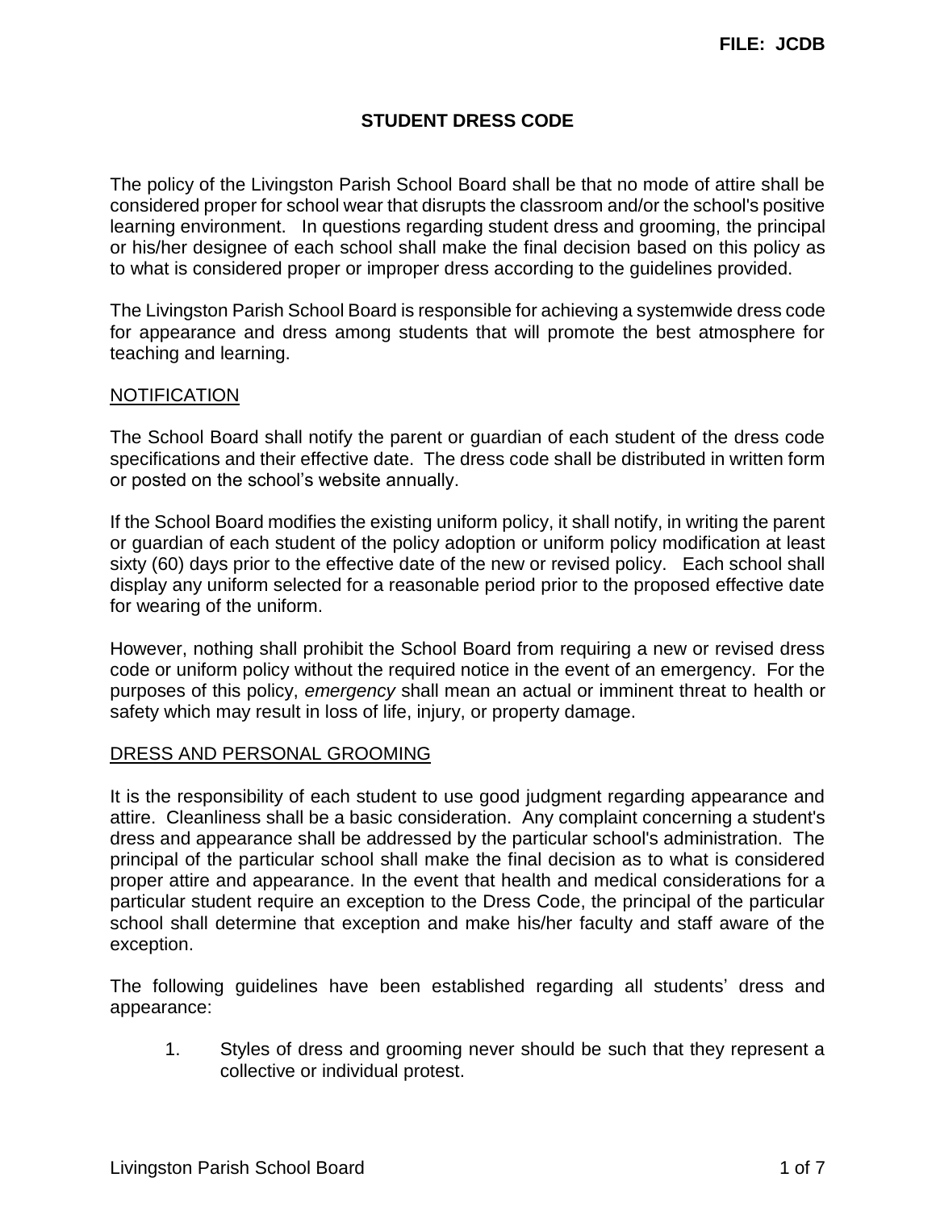FILE: JCDB

# STUDENT DRESS CODE

The policy of the Livingston Parish School Board shall be that no mode of attire shall be considered proper for school wear that disrupts the classroom and/or the school's positive learning environment. In questions regarding student dress and grooming, the principal or his/her designee of each school shall make the final decision based on this policy as to what is considered proper or improper dress according to the guidelines provided.

The Livingston Parish School Board is responsible for achieving a systemwide dress code for appearance and dress among students that will promote the best atmosphere for teaching and learning.

## NOTIFICATION

The School Board shall notify the parent or guardian of each student of the dress code specifications and their effective date. The dress code shall be distributed in written form or posted on the school's website annually.

If the School Board modifies the existing uniform policy, it shall notify, in writing the parent or guardian of each student of the policy adoption or uniform policy modification at least sixty (60) days prior to the effective date of the new or revised policy. Each school shall display any uniform selected for a reasonable period prior to the proposed effective date for wearing of the uniform.

However, nothing shall prohibit the School Board from requiring a new or revised dress code or uniform policy without the required notice in the event of an emergency. For the purposes of this policy, *emergency* shall mean an actual or imminent threat to health or safety which may result in loss of life, injury, or property damage.

## DRESS AND PERSONAL GROOMING

It is the responsibility of each student to use good judgment regarding appearance and attire. Cleanliness shall be a basic consideration. Any complaint concerning a student's dress and appearance shall be addressed by the particular school's administration. The principal of the particular school shall make the final decision as to what is considered proper attire and appearance. In the event that health and medical considerations for a particular student require an exception to the Dress Code, the principal of the particular school shall determine that exception and make his/her faculty and staff aware of the exception.

The following guidelines have been established regarding all students' dress and appearance:

1. Styles of dress and grooming never should be such that they represent a collective or individual protest.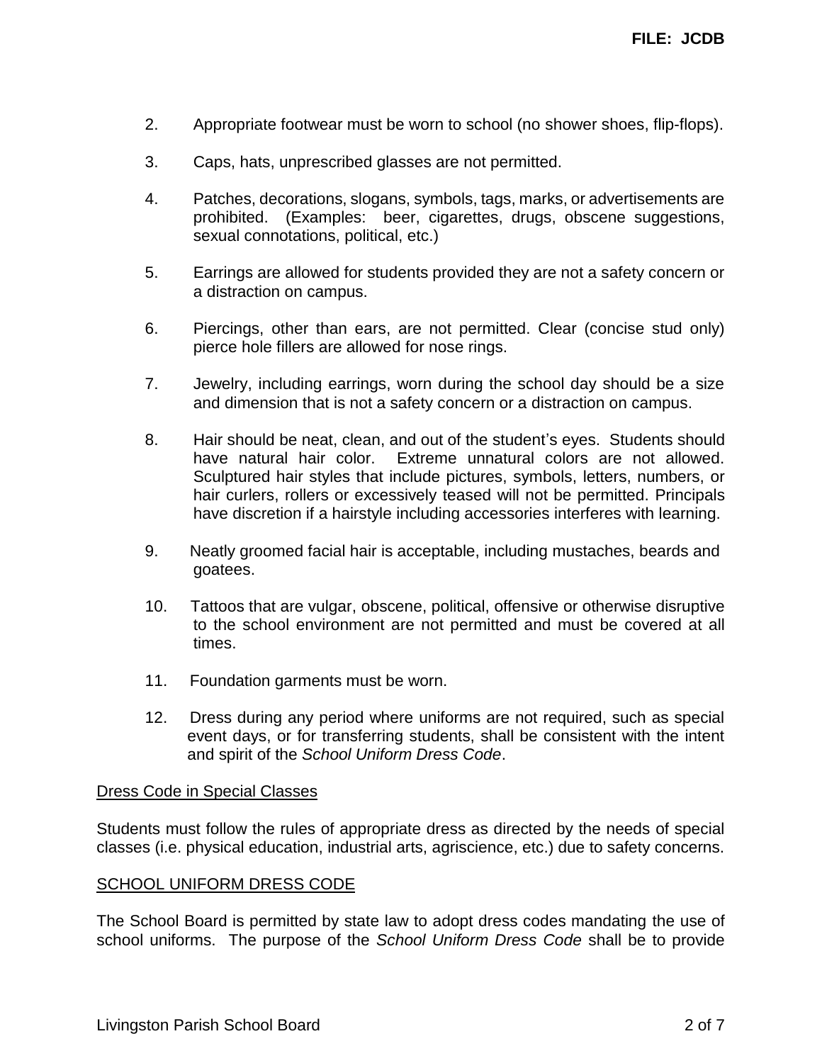2. Appropriate footwear must be worn to school (no shower shoes, flip-flops).

3. Caps, hats, unprescribed glasses are not permitted.

4. Patches, decorations, slogans, symbols, tags, marks, or advertisements are prohibited. (Examples: beer, cigarettes, drugs, obscene suggestions, sexual connotations, political, etc.)

5. Earrings are allowed for students provided they are not a safety concern or a distraction on campus.

6. Piercings, other than ears, are not permitted. Clear (concise stud only) pierce hole fillers are allowed for nose rings.

7. Jewelry, including earrings, worn during the school day should be a size and dimension that is not a safety concern or a distraction on campus.

8. Hair should be neat, clean, and out of the student's eyes. Students should have natural hair color. Extreme unnatural colors are not allowed. Sculptured hair styles that include pictures, symbols, letters, numbers, or hair curlers, rollers or excessively teased will not be permitted. Principals have discretion if a hairstyle including accessories interferes with learning.

9. Neatly groomed facial hair is acceptable, including mustaches, beards and goatees.

10. Tattoos that are vulgar, obscene, political, offensive or otherwise disruptive to the school environment are not permitted and must be covered at all times.

11. Foundation garments must be worn.

12. Dress during any period where uniforms are not required, such as special event days, or for transferring students, shall be consistent with the intent and spirit of the *School Uniform Dress Code*.

## Dress Code in Special Classes

Students must follow the rules of appropriate dress as directed by the needs of special classes (i.e. physical education, industrial arts, agriscience, etc.) due to safety concerns.

## SCHOOL UNIFORM DRESS CODE

The School Board is permitted by state law to adopt dress codes mandating the use of school uniforms. The purpose of the *School Uniform Dress Code* shall be to provide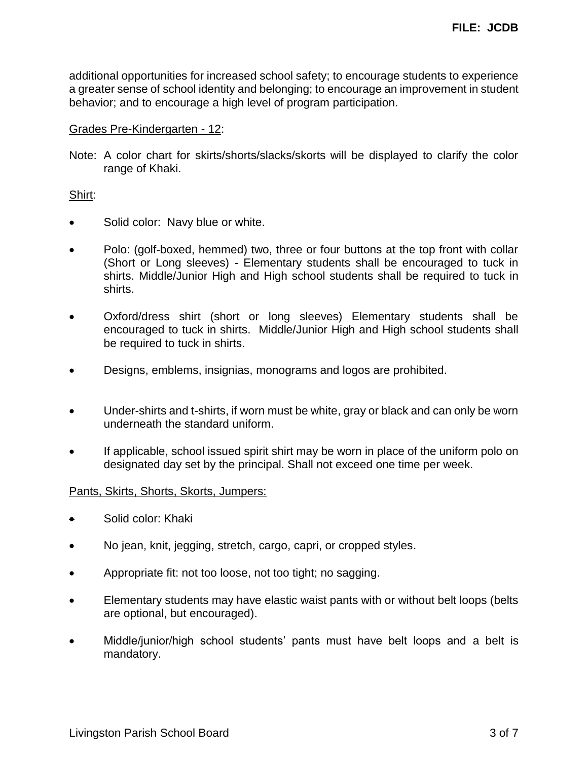additional opportunities for increased school safety; to encourage students to experience a greater sense of school identity and belonging; to encourage an improvement in student behavior; and to encourage a high level of program participation.

Grades Pre-Kindergarten - 12:

Note: A color chart for skirts/shorts/slacks/skorts will be displayed to clarify the color range of Khaki.

Shirt:

- Solid color: Navy blue or white.
- Polo: (golf-boxed, hemmed) two, three or four buttons at the top front with collar (Short or Long sleeves) - Elementary students shall be encouraged to tuck in shirts. Middle/Junior High and High school students shall be required to tuck in shirts.
- Oxford/dress shirt (short or long sleeves) Elementary students shall be encouraged to tuck in shirts. Middle/Junior High and High school students shall be required to tuck in shirts.
- Designs, emblems, insignias, monograms and logos are prohibited.
- Under-shirts and t-shirts, if worn must be white, gray or black and can only be worn underneath the standard uniform.
- If applicable, school issued spirit shirt may be worn in place of the uniform polo on designated day set by the principal. Shall not exceed one time per week.

Pants, Skirts, Shorts, Skorts, Jumpers:

- Solid color: Khaki
- No jean, knit, jegging, stretch, cargo, capri, or cropped styles.
- Appropriate fit: not too loose, not too tight; no sagging.
- Elementary students may have elastic waist pants with or without belt loops (belts are optional, but encouraged).
- Middle/junior/high school students' pants must have belt loops and a belt is mandatory.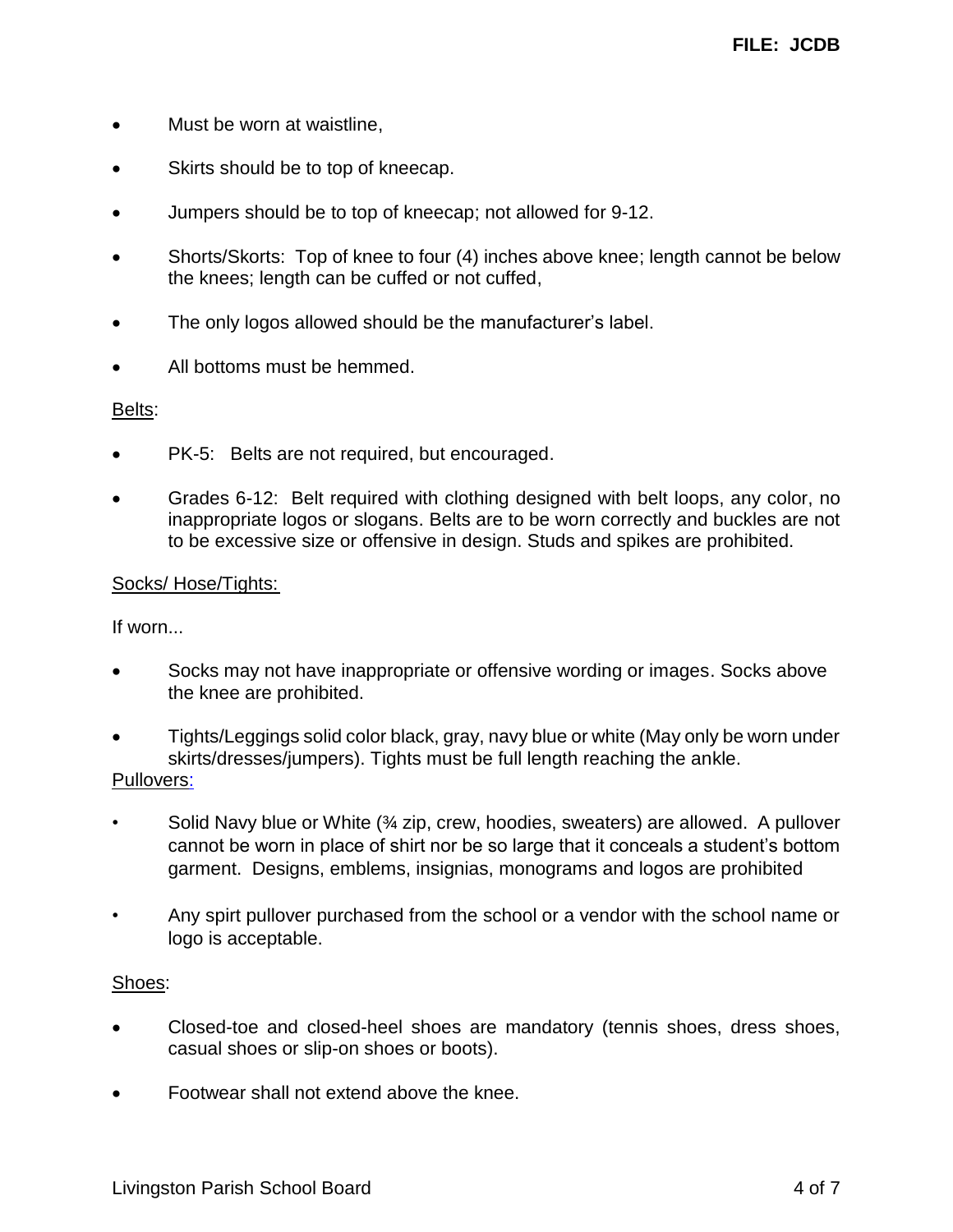- Must be worn at waistline,
- Skirts should be to top of kneecap.
- Jumpers should be to top of kneecap; not allowed for 9-12.
- Shorts/Skorts: Top of knee to four (4) inches above knee; length cannot be below the knees; length can be cuffed or not cuffed,
- The only logos allowed should be the manufacturer's label.
- All bottoms must be hemmed.

Belts:

- PK-5: Belts are not required, but encouraged.
- Grades 6-12: Belt required with clothing designed with belt loops, any color, no inappropriate logos or slogans. Belts are to be worn correctly and buckles are not to be excessive size or offensive in design. Studs and spikes are prohibited.

Socks/ Hose/Tights:

If worn...

- Socks may not have inappropriate or offensive wording or images. Socks above the knee are prohibited.
- Tights/Leggings solid color black, gray, navy blue or white (May only be worn under skirts/dresses/jumpers). Tights must be full length reaching the ankle.

Pullovers:

- Solid Navy blue or White (¾ zip, crew, hoodies, sweaters) are allowed. A pullover cannot be worn in place of shirt nor be so large that it conceals a student's bottom garment. Designs, emblems, insignias, monograms and logos are prohibited
- Any spirt pullover purchased from the school or a vendor with the school name or logo is acceptable.

Shoes:

- Closed-toe and closed-heel shoes are mandatory (tennis shoes, dress shoes, casual shoes or slip-on shoes or boots).
- Footwear shall not extend above the knee.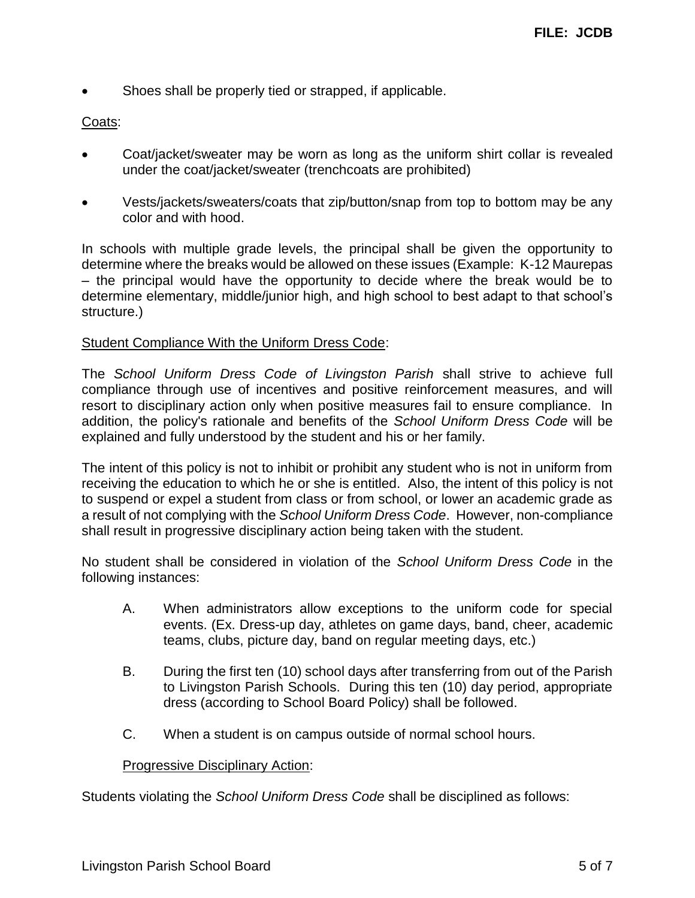- Shoes shall be properly tied or strapped, if applicable.

Coats:

- Coat/jacket/sweater may be worn as long as the uniform shirt collar is revealed under the coat/jacket/sweater (trenchcoats are prohibited)
- Vests/jackets/sweaters/coats that zip/button/snap from top to bottom may be any color and with hood.

In schools with multiple grade levels, the principal shall be given the opportunity to determine where the breaks would be allowed on these issues (Example: K-12 Maurepas – the principal would have the opportunity to decide where the break would be to determine elementary, middle/junior high, and high school to best adapt to that school's structure.)

Student Compliance With the Uniform Dress Code:

The *School Uniform Dress Code of Livingston Parish* shall strive to achieve full compliance through use of incentives and positive reinforcement measures, and will resort to disciplinary action only when positive measures fail to ensure compliance. In addition, the policy's rationale and benefits of the *School Uniform Dress Code* will be explained and fully understood by the student and his or her family.

The intent of this policy is not to inhibit or prohibit any student who is not in uniform from receiving the education to which he or she is entitled. Also, the intent of this policy is not to suspend or expel a student from class or from school, or lower an academic grade as a result of not complying with the *School Uniform Dress Code*. However, non-compliance shall result in progressive disciplinary action being taken with the student.

No student shall be considered in violation of the *School Uniform Dress Code* in the following instances:

A. When administrators allow exceptions to the uniform code for special events. (Ex. Dress-up day, athletes on game days, band, cheer, academic teams, clubs, picture day, band on regular meeting days, etc.)

B. During the first ten (10) school days after transferring from out of the Parish to Livingston Parish Schools. During this ten (10) day period, appropriate dress (according to School Board Policy) shall be followed.

C. When a student is on campus outside of normal school hours.

Progressive Disciplinary Action:

Students violating the *School Uniform Dress Code* shall be disciplined as follows: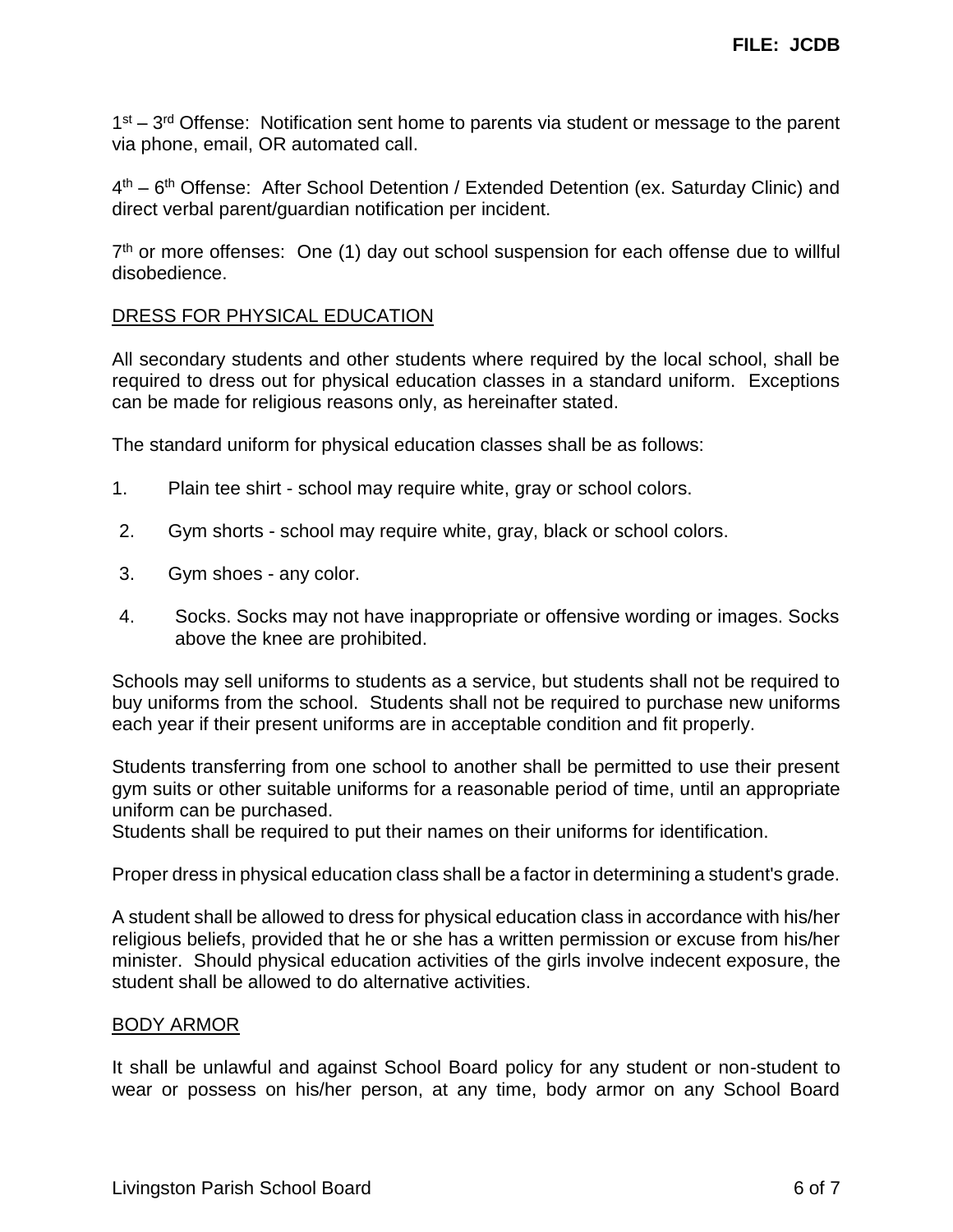1st – 3rd Offense: Notification sent home to parents via student or message to the parent via phone, email, OR automated call.

4th – 6th Offense: After School Detention / Extended Detention (ex. Saturday Clinic) and direct verbal parent/guardian notification per incident.

7th or more offenses: One (1) day out school suspension for each offense due to willful disobedience.

## DRESS FOR PHYSICAL EDUCATION

All secondary students and other students where required by the local school, shall be required to dress out for physical education classes in a standard uniform. Exceptions can be made for religious reasons only, as hereinafter stated.

The standard uniform for physical education classes shall be as follows:

1. Plain tee shirt - school may require white, gray or school colors.
2. Gym shorts - school may require white, gray, black or school colors.
3. Gym shoes - any color.
4. Socks. Socks may not have inappropriate or offensive wording or images. Socks above the knee are prohibited.

Schools may sell uniforms to students as a service, but students shall not be required to buy uniforms from the school. Students shall not be required to purchase new uniforms each year if their present uniforms are in acceptable condition and fit properly.

Students transferring from one school to another shall be permitted to use their present gym suits or other suitable uniforms for a reasonable period of time, until an appropriate uniform can be purchased.
Students shall be required to put their names on their uniforms for identification.

Proper dress in physical education class shall be a factor in determining a student's grade.

A student shall be allowed to dress for physical education class in accordance with his/her religious beliefs, provided that he or she has a written permission or excuse from his/her minister. Should physical education activities of the girls involve indecent exposure, the student shall be allowed to do alternative activities.

## BODY ARMOR

It shall be unlawful and against School Board policy for any student or non-student to wear or possess on his/her person, at any time, body armor on any School Board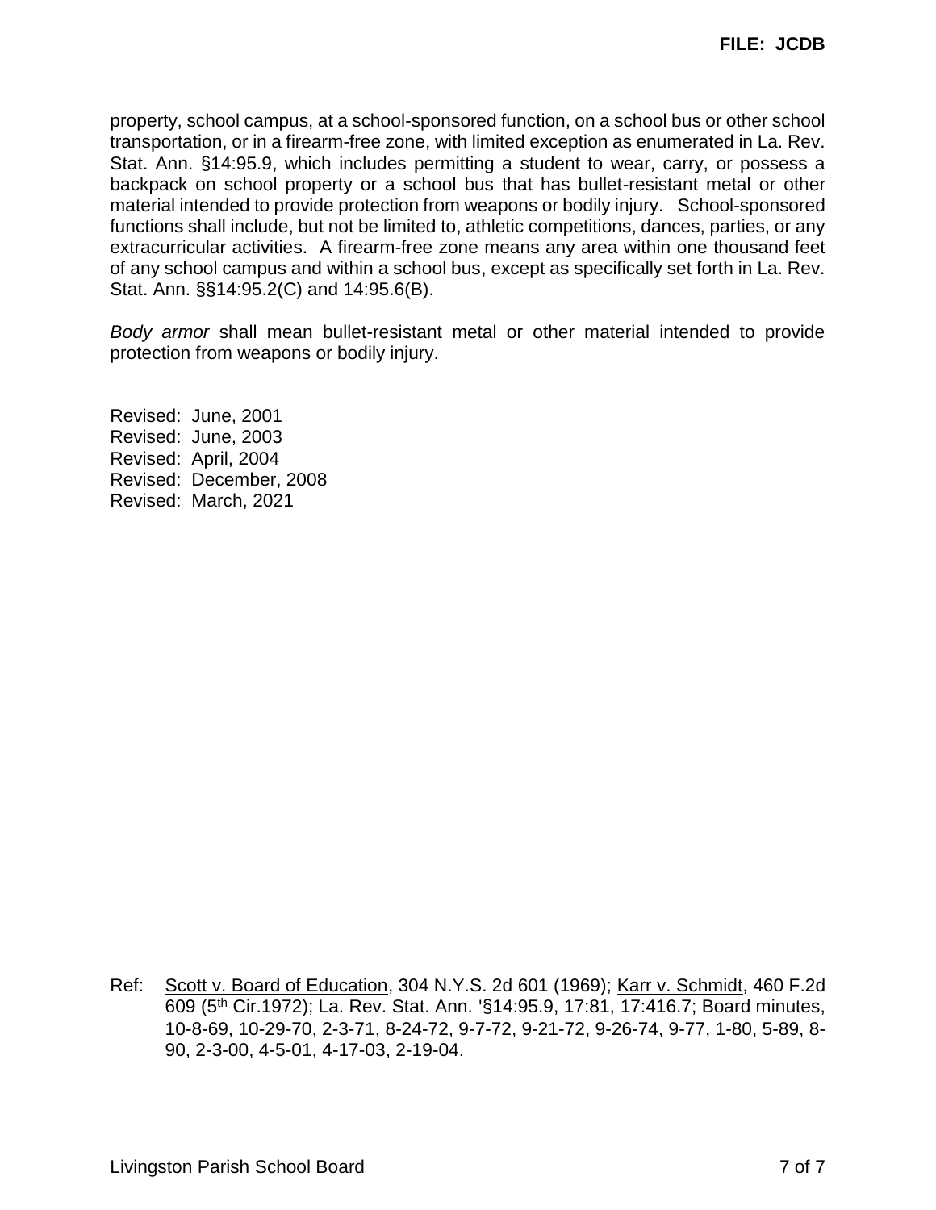property, school campus, at a school-sponsored function, on a school bus or other school transportation, or in a firearm-free zone, with limited exception as enumerated in La. Rev. Stat. Ann. §14:95.9, which includes permitting a student to wear, carry, or possess a backpack on school property or a school bus that has bullet-resistant metal or other material intended to provide protection from weapons or bodily injury. School-sponsored functions shall include, but not be limited to, athletic competitions, dances, parties, or any extracurricular activities. A firearm-free zone means any area within one thousand feet of any school campus and within a school bus, except as specifically set forth in La. Rev. Stat. Ann. §§14:95.2(C) and 14:95.6(B).

*Body armor* shall mean bullet-resistant metal or other material intended to provide protection from weapons or bodily injury.

Revised: June, 2001
Revised: June, 2003
Revised: April, 2004
Revised: December, 2008
Revised: March, 2021

Ref: Scott v. Board of Education, 304 N.Y.S. 2d 601 (1969); Karr v. Schmidt, 460 F.2d 609 (5th Cir.1972); La. Rev. Stat. Ann. '§14:95.9, 17:81, 17:416.7; Board minutes, 10-8-69, 10-29-70, 2-3-71, 8-24-72, 9-7-72, 9-21-72, 9-26-74, 9-77, 1-80, 5-89, 8-90, 2-3-00, 4-5-01, 4-17-03, 2-19-04.